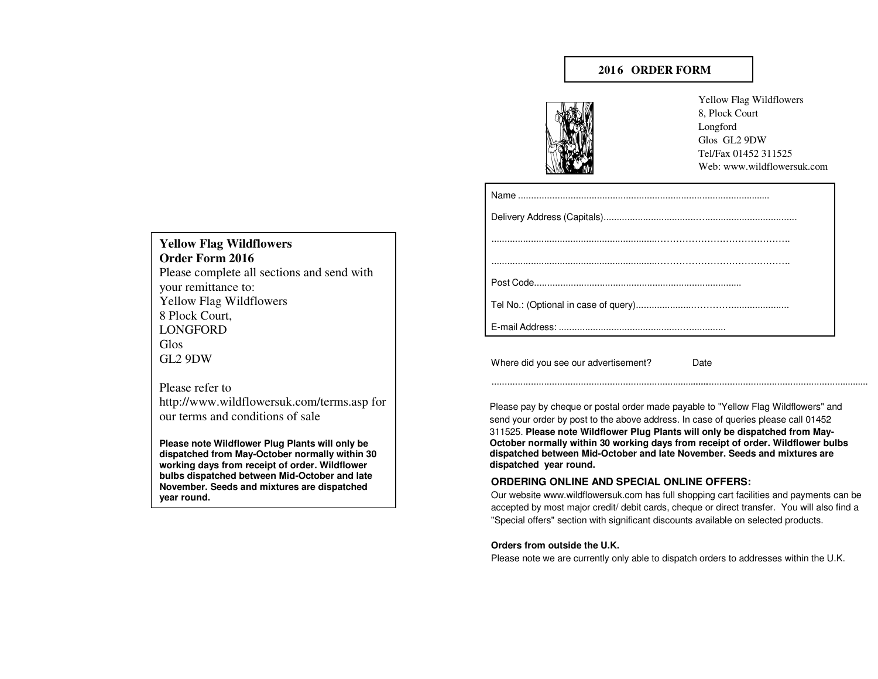**Yellow Flag Wildflowers**
**Order Form 2016**

Please complete all sections and send with your remittance to:

Yellow Flag Wildflowers
8 Plock Court,
LONGFORD
Glos
GL2 9DW

Please refer to http://www.wildflowersuk.com/terms.asp for our terms and conditions of sale

**Please note Wildflower Plug Plants will only be dispatched from May-October normally within 30 working days from receipt of order. Wildflower bulbs dispatched between Mid-October and late November. Seeds and mixtures are dispatched year round.**

# 2016 ORDER FORM

Yellow Flag Wildflowers
8, Plock Court
Longford
Glos GL2 9DW
Tel/Fax 01452 311525
Web: www.wildflowersuk.com

Name ..............................................................................................

Delivery Address (Capitals)......................................................................

..............................................................................................

..............................................................................................

Post Code..............................................................................

Tel No.: (Optional in case of query).......................................................

E-mail Address: ...................................................................

Where did you see our advertisement? Date

..............................................................................................................................................

Please pay by cheque or postal order made payable to "Yellow Flag Wildflowers" and send your order by post to the above address. In case of queries please call 01452 311525. **Please note Wildflower Plug Plants will only be dispatched from May-October normally within 30 working days from receipt of order. Wildflower bulbs dispatched between Mid-October and late November. Seeds and mixtures are dispatched year round.**

**ORDERING ONLINE AND SPECIAL ONLINE OFFERS:**

Our website www.wildflowersuk.com has full shopping cart facilities and payments can be accepted by most major credit/ debit cards, cheque or direct transfer. You will also find a "Special offers" section with significant discounts available on selected products.

**Orders from outside the U.K.**

Please note we are currently only able to dispatch orders to addresses within the U.K.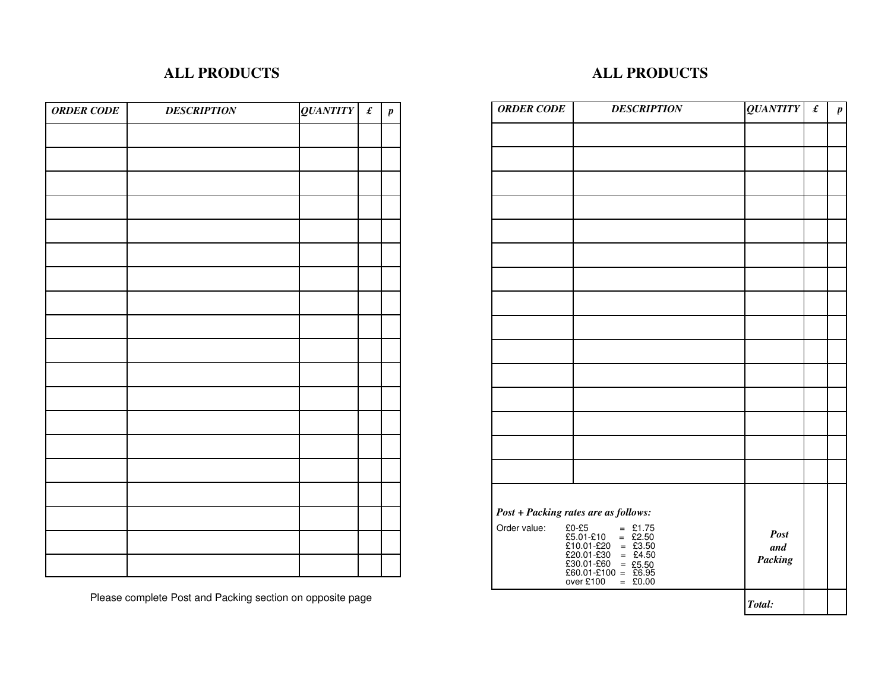## ALL PRODUCTS

| *ORDER CODE* | *DESCRIPTION* | *QUANTITY* | *£* | *p* |
|---|---|---|---|---|
| | | | | |
| | | | | |
| | | | | |
| | | | | |
| | | | | |
| | | | | |
| | | | | |
| | | | | |
| | | | | |
| | | | | |
| | | | | |
| | | | | |
| | | | | |
| | | | | |
| | | | | |
| | | | | |
| | | | | |
| | | | | |
| | | | | |

Please complete Post and Packing section on opposite page

## ALL PRODUCTS

| *ORDER CODE* | *DESCRIPTION* | *QUANTITY* | *£* | *p* |
|---|---|---|---|---|
| | | | | |
| | | | | |
| | | | | |
| | | | | |
| | | | | |
| | | | | |
| | | | | |
| | | | | |
| | | | | |
| | | | | |
| | | | | |
| | | | | |
| | | | | |
| | | | | |
| | | | | |
| ***Post + Packing rates are as follows:*** Order value: £0-£5 = £1.75; £5.01-£10 = £2.50; £10.01-£20 = £3.50; £20.01-£30 = £4.50; £30.01-£60 = £5.50; £60.01-£100 = £6.95; over £100 = £0.00 | | ***Post and Packing*** | | |
| | | ***Total:*** | | |